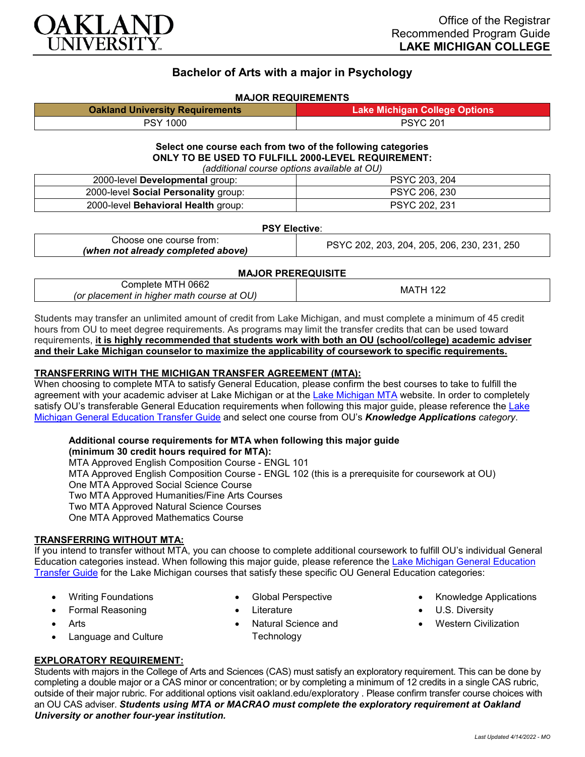Office of the Registrar
Recommended Program Guide
**LAKE MICHIGAN COLLEGE**

# Bachelor of Arts with a major in Psychology

### MAJOR REQUIREMENTS

| Oakland University Requirements | Lake Michigan College Options |
|---|---|
| PSY 1000 | PSYC 201 |

**Select one course each from two of the following categories**
**ONLY TO BE USED TO FULFILL 2000-LEVEL REQUIREMENT:**
*(additional course options available at OU)*

| | |
|---|---|
| 2000-level **Developmental** group: | PSYC 203, 204 |
| 2000-level **Social Personality** group: | PSYC 206, 230 |
| 2000-level **Behavioral Health** group: | PSYC 202, 231 |

**PSY Elective**:

| | |
|---|---|
| Choose one course from: ***(when not already completed above)*** | PSYC 202, 203, 204, 205, 206, 230, 231, 250 |

### MAJOR PREREQUISITE

| | |
|---|---|
| Complete MTH 0662 *(or placement in higher math course at OU)* | MATH 122 |

Students may transfer an unlimited amount of credit from Lake Michigan, and must complete a minimum of 45 credit hours from OU to meet degree requirements. As programs may limit the transfer credits that can be used toward requirements, **it is highly recommended that students work with both an OU (school/college) academic adviser and their Lake Michigan counselor to maximize the applicability of coursework to specific requirements.**

### TRANSFERRING WITH THE MICHIGAN TRANSFER AGREEMENT (MTA):

When choosing to complete MTA to satisfy General Education, please confirm the best courses to take to fulfill the agreement with your academic adviser at Lake Michigan or at the Lake Michigan MTA website. In order to completely satisfy OU's transferable General Education requirements when following this major guide, please reference the Lake Michigan General Education Transfer Guide and select one course from OU's ***Knowledge Applications*** *category*.

**Additional course requirements for MTA when following this major guide (minimum 30 credit hours required for MTA):**
MTA Approved English Composition Course - ENGL 101
MTA Approved English Composition Course - ENGL 102 (this is a prerequisite for coursework at OU)
One MTA Approved Social Science Course
Two MTA Approved Humanities/Fine Arts Courses
Two MTA Approved Natural Science Courses
One MTA Approved Mathematics Course

### TRANSFERRING WITHOUT MTA:

If you intend to transfer without MTA, you can choose to complete additional coursework to fulfill OU's individual General Education categories instead. When following this major guide, please reference the Lake Michigan General Education Transfer Guide for the Lake Michigan courses that satisfy these specific OU General Education categories:

- Writing Foundations
- Formal Reasoning
- Arts
- Language and Culture
- Global Perspective
- Literature
- Natural Science and Technology
- Knowledge Applications
- U.S. Diversity
- Western Civilization

### EXPLORATORY REQUIREMENT:

Students with majors in the College of Arts and Sciences (CAS) must satisfy an exploratory requirement. This can be done by completing a double major or a CAS minor or concentration; or by completing a minimum of 12 credits in a single CAS rubric, outside of their major rubric. For additional options visit oakland.edu/exploratory . Please confirm transfer course choices with an OU CAS adviser. ***Students using MTA or MACRAO must complete the exploratory requirement at Oakland University or another four-year institution.***

*Last Updated 4/14/2022 - MO*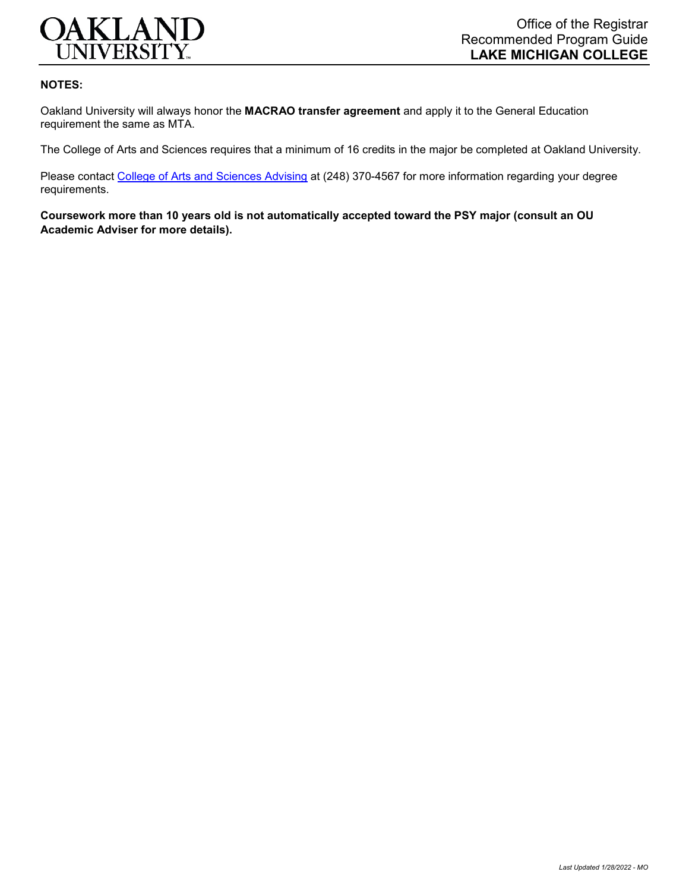**NOTES:**

Oakland University will always honor the **MACRAO transfer agreement** and apply it to the General Education requirement the same as MTA.

The College of Arts and Sciences requires that a minimum of 16 credits in the major be completed at Oakland University.

Please contact College of Arts and Sciences Advising at (248) 370-4567 for more information regarding your degree requirements.

**Coursework more than 10 years old is not automatically accepted toward the PSY major (consult an OU Academic Adviser for more details).**

*Last Updated 1/28/2022 - MO*